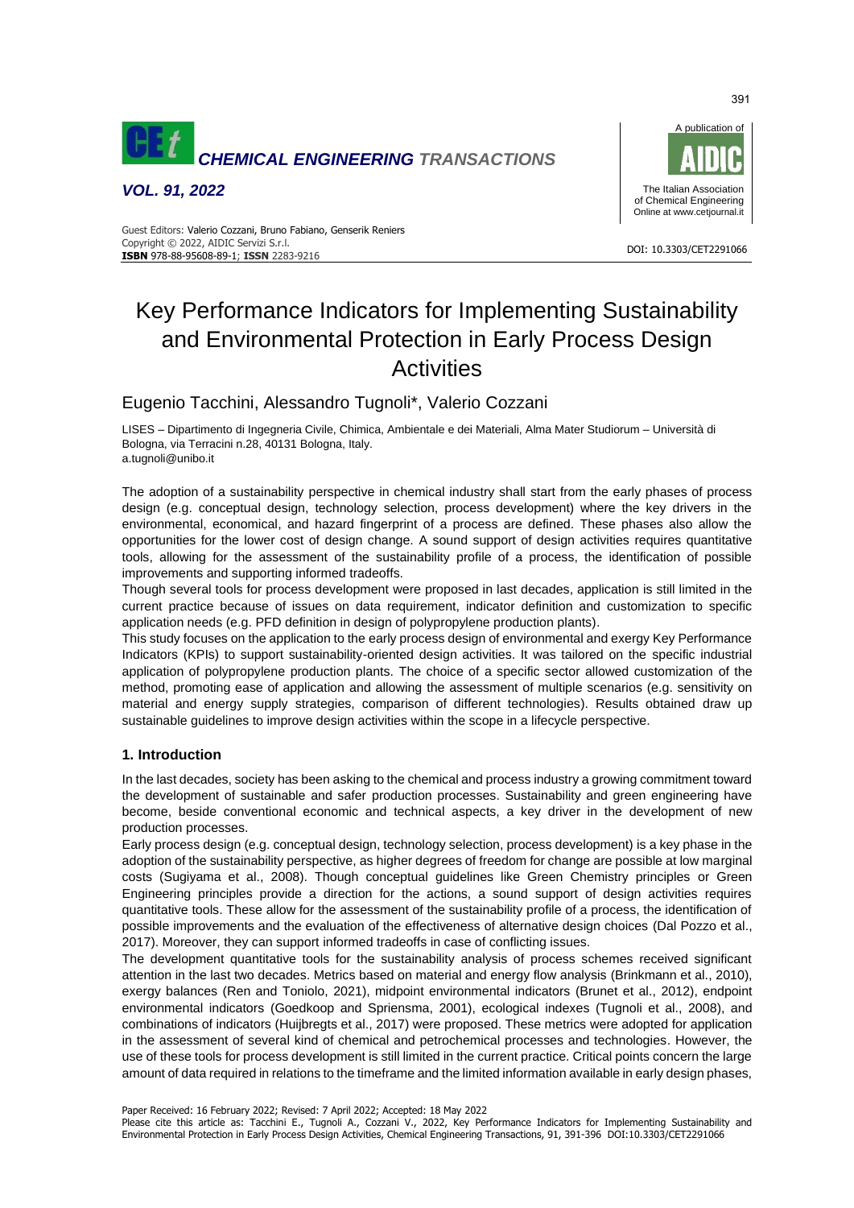# Key Performance Indicators for Implementing Sustainability and Environmental Protection in Early Process Design Activities

Eugenio Tacchini, Alessandro Tugnoli*, Valerio Cozzani

LISES – Dipartimento di Ingegneria Civile, Chimica, Ambientale e dei Materiali, Alma Mater Studiorum – Università di Bologna, via Terracini n.28, 40131 Bologna, Italy.
a.tugnoli@unibo.it

The adoption of a sustainability perspective in chemical industry shall start from the early phases of process design (e.g. conceptual design, technology selection, process development) where the key drivers in the environmental, economical, and hazard fingerprint of a process are defined. These phases also allow the opportunities for the lower cost of design change. A sound support of design activities requires quantitative tools, allowing for the assessment of the sustainability profile of a process, the identification of possible improvements and supporting informed tradeoffs.

Though several tools for process development were proposed in last decades, application is still limited in the current practice because of issues on data requirement, indicator definition and customization to specific application needs (e.g. PFD definition in design of polypropylene production plants).

This study focuses on the application to the early process design of environmental and exergy Key Performance Indicators (KPIs) to support sustainability-oriented design activities. It was tailored on the specific industrial application of polypropylene production plants. The choice of a specific sector allowed customization of the method, promoting ease of application and allowing the assessment of multiple scenarios (e.g. sensitivity on material and energy supply strategies, comparison of different technologies). Results obtained draw up sustainable guidelines to improve design activities within the scope in a lifecycle perspective.

## 1. Introduction

In the last decades, society has been asking to the chemical and process industry a growing commitment toward the development of sustainable and safer production processes. Sustainability and green engineering have become, beside conventional economic and technical aspects, a key driver in the development of new production processes.

Early process design (e.g. conceptual design, technology selection, process development) is a key phase in the adoption of the sustainability perspective, as higher degrees of freedom for change are possible at low marginal costs (Sugiyama et al., 2008). Though conceptual guidelines like Green Chemistry principles or Green Engineering principles provide a direction for the actions, a sound support of design activities requires quantitative tools. These allow for the assessment of the sustainability profile of a process, the identification of possible improvements and the evaluation of the effectiveness of alternative design choices (Dal Pozzo et al., 2017). Moreover, they can support informed tradeoffs in case of conflicting issues.

The development quantitative tools for the sustainability analysis of process schemes received significant attention in the last two decades. Metrics based on material and energy flow analysis (Brinkmann et al., 2010), exergy balances (Ren and Toniolo, 2021), midpoint environmental indicators (Brunet et al., 2012), endpoint environmental indicators (Goedkoop and Spriensma, 2001), ecological indexes (Tugnoli et al., 2008), and combinations of indicators (Huijbregts et al., 2017) were proposed. These metrics were adopted for application in the assessment of several kind of chemical and petrochemical processes and technologies. However, the use of these tools for process development is still limited in the current practice. Critical points concern the large amount of data required in relations to the timeframe and the limited information available in early design phases,

Paper Received: 16 February 2022; Revised: 7 April 2022; Accepted: 18 May 2022

Please cite this article as: Tacchini E., Tugnoli A., Cozzani V., 2022, Key Performance Indicators for Implementing Sustainability and Environmental Protection in Early Process Design Activities, Chemical Engineering Transactions, 91, 391-396 DOI:10.3303/CET2291066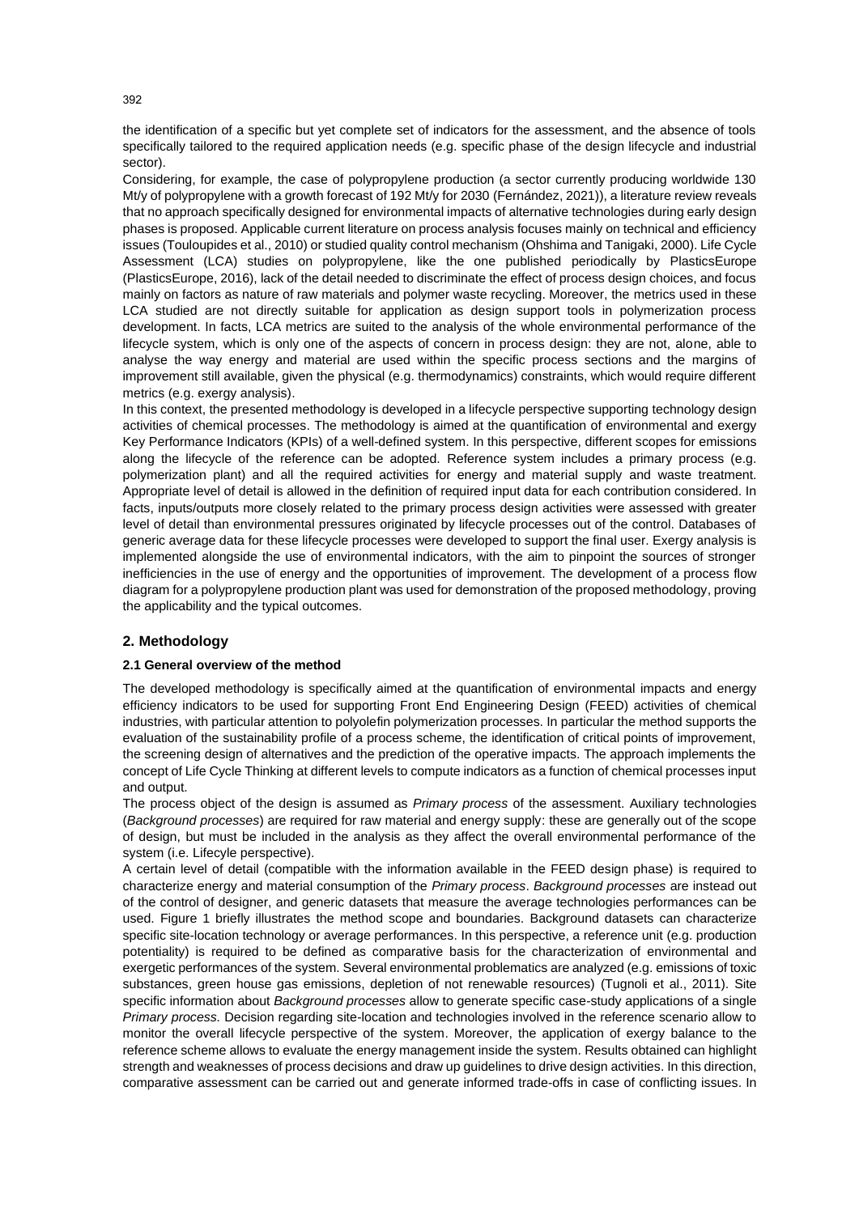the identification of a specific but yet complete set of indicators for the assessment, and the absence of tools specifically tailored to the required application needs (e.g. specific phase of the design lifecycle and industrial sector).

Considering, for example, the case of polypropylene production (a sector currently producing worldwide 130 Mt/y of polypropylene with a growth forecast of 192 Mt/y for 2030 (Fernández, 2021)), a literature review reveals that no approach specifically designed for environmental impacts of alternative technologies during early design phases is proposed. Applicable current literature on process analysis focuses mainly on technical and efficiency issues (Touloupides et al., 2010) or studied quality control mechanism (Ohshima and Tanigaki, 2000). Life Cycle Assessment (LCA) studies on polypropylene, like the one published periodically by PlasticsEurope (PlasticsEurope, 2016), lack of the detail needed to discriminate the effect of process design choices, and focus mainly on factors as nature of raw materials and polymer waste recycling. Moreover, the metrics used in these LCA studied are not directly suitable for application as design support tools in polymerization process development. In facts, LCA metrics are suited to the analysis of the whole environmental performance of the lifecycle system, which is only one of the aspects of concern in process design: they are not, alone, able to analyse the way energy and material are used within the specific process sections and the margins of improvement still available, given the physical (e.g. thermodynamics) constraints, which would require different metrics (e.g. exergy analysis).

In this context, the presented methodology is developed in a lifecycle perspective supporting technology design activities of chemical processes. The methodology is aimed at the quantification of environmental and exergy Key Performance Indicators (KPIs) of a well-defined system. In this perspective, different scopes for emissions along the lifecycle of the reference can be adopted. Reference system includes a primary process (e.g. polymerization plant) and all the required activities for energy and material supply and waste treatment. Appropriate level of detail is allowed in the definition of required input data for each contribution considered. In facts, inputs/outputs more closely related to the primary process design activities were assessed with greater level of detail than environmental pressures originated by lifecycle processes out of the control. Databases of generic average data for these lifecycle processes were developed to support the final user. Exergy analysis is implemented alongside the use of environmental indicators, with the aim to pinpoint the sources of stronger inefficiencies in the use of energy and the opportunities of improvement. The development of a process flow diagram for a polypropylene production plant was used for demonstration of the proposed methodology, proving the applicability and the typical outcomes.

## 2. Methodology

### 2.1 General overview of the method

The developed methodology is specifically aimed at the quantification of environmental impacts and energy efficiency indicators to be used for supporting Front End Engineering Design (FEED) activities of chemical industries, with particular attention to polyolefin polymerization processes. In particular the method supports the evaluation of the sustainability profile of a process scheme, the identification of critical points of improvement, the screening design of alternatives and the prediction of the operative impacts. The approach implements the concept of Life Cycle Thinking at different levels to compute indicators as a function of chemical processes input and output.

The process object of the design is assumed as *Primary process* of the assessment. Auxiliary technologies (*Background processes*) are required for raw material and energy supply: these are generally out of the scope of design, but must be included in the analysis as they affect the overall environmental performance of the system (i.e. Lifecyle perspective).

A certain level of detail (compatible with the information available in the FEED design phase) is required to characterize energy and material consumption of the *Primary process*. *Background processes* are instead out of the control of designer, and generic datasets that measure the average technologies performances can be used. Figure 1 briefly illustrates the method scope and boundaries. Background datasets can characterize specific site-location technology or average performances. In this perspective, a reference unit (e.g. production potentiality) is required to be defined as comparative basis for the characterization of environmental and exergetic performances of the system. Several environmental problematics are analyzed (e.g. emissions of toxic substances, green house gas emissions, depletion of not renewable resources) (Tugnoli et al., 2011). Site specific information about *Background processes* allow to generate specific case-study applications of a single *Primary process.* Decision regarding site-location and technologies involved in the reference scenario allow to monitor the overall lifecycle perspective of the system. Moreover, the application of exergy balance to the reference scheme allows to evaluate the energy management inside the system. Results obtained can highlight strength and weaknesses of process decisions and draw up guidelines to drive design activities. In this direction, comparative assessment can be carried out and generate informed trade-offs in case of conflicting issues. In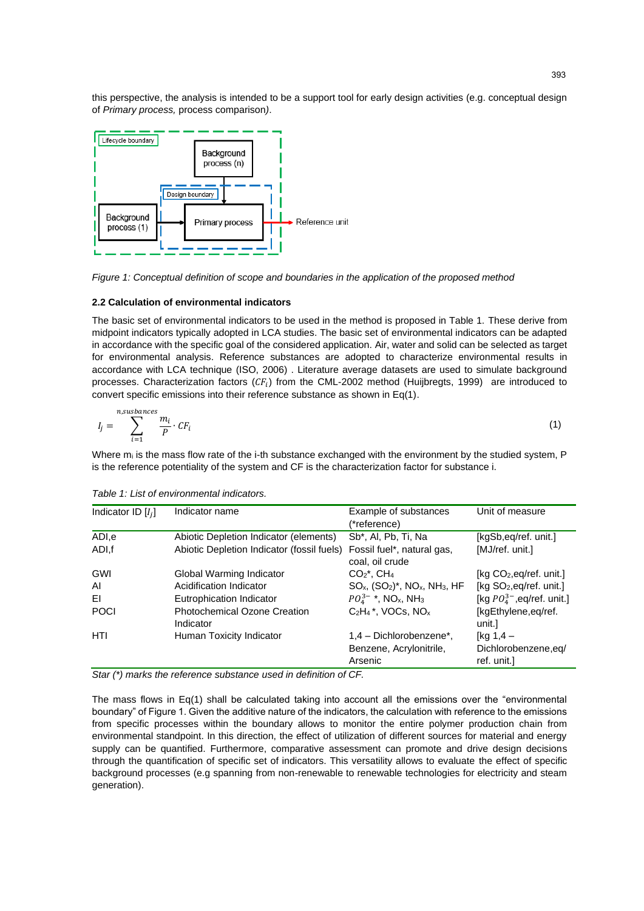this perspective, the analysis is intended to be a support tool for early design activities (e.g. conceptual design of *Primary process,* process comparison*).*

*Figure 1: Conceptual definition of scope and boundaries in the application of the proposed method*

### 2.2 Calculation of environmental indicators

The basic set of environmental indicators to be used in the method is proposed in Table 1. These derive from midpoint indicators typically adopted in LCA studies. The basic set of environmental indicators can be adapted in accordance with the specific goal of the considered application. Air, water and solid can be selected as target for environmental analysis. Reference substances are adopted to characterize environmental results in accordance with LCA technique (ISO, 2006) . Literature average datasets are used to simulate background processes. Characterization factors ($CF_i$) from the CML-2002 method (Huijbregts, 1999)  are introduced to convert specific emissions into their reference substance as shown in Eq(1).

$$I_j = \sum_{i=1}^{n,susbances} \frac{m_i}{P} \cdot CF_i \tag{1}$$

Where $m_i$ is the mass flow rate of the i-th substance exchanged with the environment by the studied system, P is the reference potentiality of the system and CF is the characterization factor for substance i.

*Table 1: List of environmental indicators.*

| Indicator ID [$I_j$] | Indicator name | Example of substances (*reference) | Unit of measure |
|---|---|---|---|
| ADI,e | Abiotic Depletion Indicator (elements) | Sb*, Al, Pb, Ti, Na | [kgSb,eq/ref. unit.] |
| ADI,f | Abiotic Depletion Indicator (fossil fuels) | Fossil fuel*, natural gas, coal, oil crude | [MJ/ref. unit.] |
| GWI | Global Warming Indicator | $CO_2$*, $CH_4$ | [kg $CO_2$,eq/ref. unit.] |
| AI | Acidification Indicator | $SO_x$, $(SO_2)$*, $NO_x$, $NH_3$, HF | [kg $SO_2$,eq/ref. unit.] |
| EI | Eutrophication Indicator | $PO_4^{3-}$ *, $NO_x$, $NH_3$ | [kg $PO_4^{3-}$,eq/ref. unit.] |
| POCI | Photochemical Ozone Creation Indicator | $C_2H_4$*, VOCs, $NO_x$ | [kgEthylene,eq/ref. unit.] |
| HTI | Human Toxicity Indicator | 1,4 – Dichlorobenzene*, Benzene, Acrylonitrile, Arsenic | [kg 1,4 – Dichlorobenzene,eq/ ref. unit.] |

*Star (*) marks the reference substance used in definition of CF.*

The mass flows in Eq(1) shall be calculated taking into account all the emissions over the "environmental boundary" of Figure 1. Given the additive nature of the indicators, the calculation with reference to the emissions from specific processes within the boundary allows to monitor the entire polymer production chain from environmental standpoint. In this direction, the effect of utilization of different sources for material and energy supply can be quantified. Furthermore, comparative assessment can promote and drive design decisions through the quantification of specific set of indicators. This versatility allows to evaluate the effect of specific background processes (e.g spanning from non-renewable to renewable technologies for electricity and steam generation).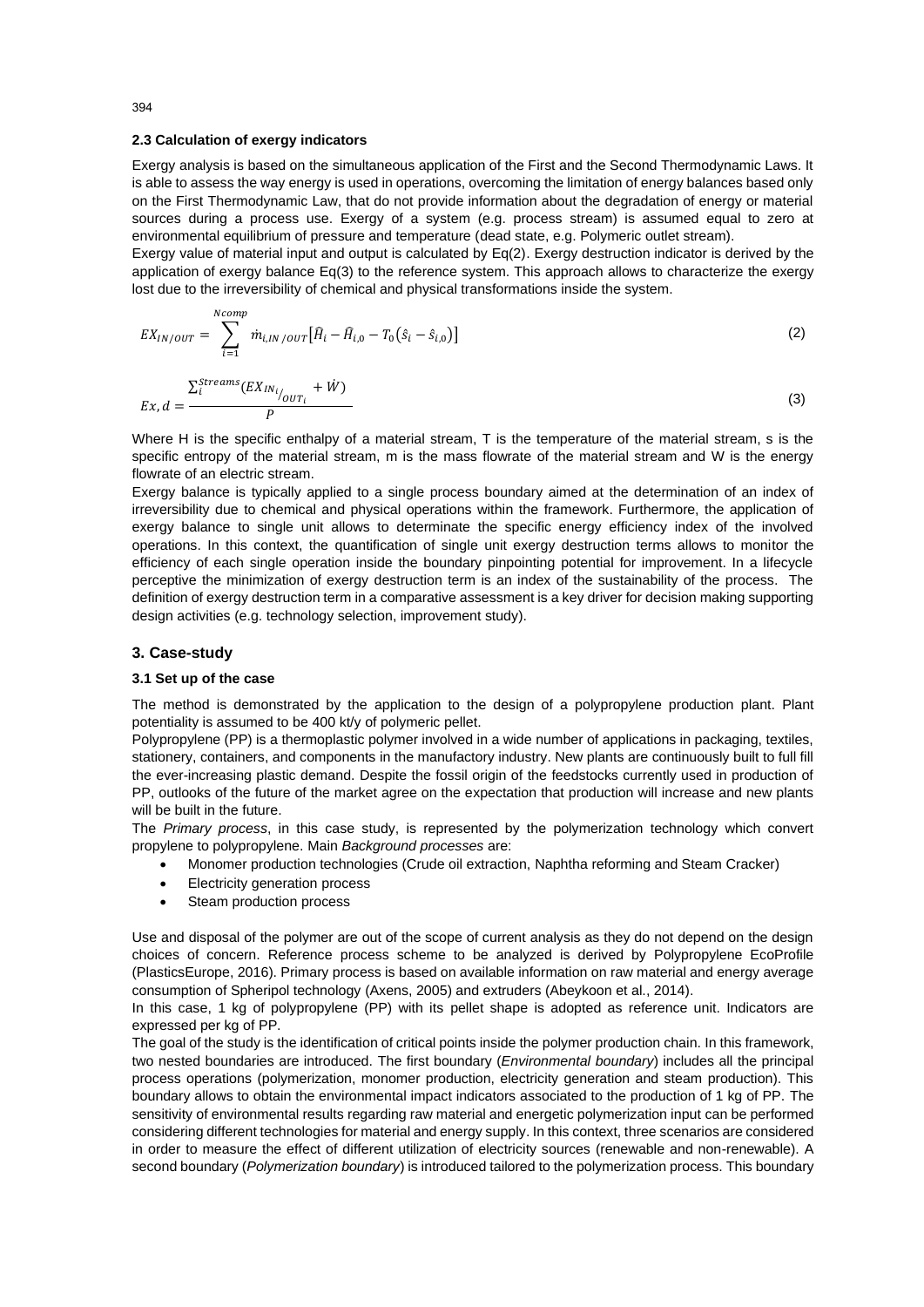### 2.3 Calculation of exergy indicators

Exergy analysis is based on the simultaneous application of the First and the Second Thermodynamic Laws. It is able to assess the way energy is used in operations, overcoming the limitation of energy balances based only on the First Thermodynamic Law, that do not provide information about the degradation of energy or material sources during a process use. Exergy of a system (e.g. process stream) is assumed equal to zero at environmental equilibrium of pressure and temperature (dead state, e.g. Polymeric outlet stream).
Exergy value of material input and output is calculated by Eq(2). Exergy destruction indicator is derived by the application of exergy balance Eq(3) to the reference system. This approach allows to characterize the exergy lost due to the irreversibility of chemical and physical transformations inside the system.

$$EX_{IN/OUT} = \sum_{i=1}^{Ncomp} \dot{m}_{i,IN/OUT}\left[\hat{H}_i - \hat{H}_{i,0} - T_0\left(\hat{s}_i - \hat{s}_{i,0}\right)\right] \tag{2}$$

$$Ex,d = \frac{\sum_{i}^{Streams}\left(EX_{IN_i/OUT_i} + \dot{W}\right)}{P} \tag{3}$$

Where H is the specific enthalpy of a material stream, T is the temperature of the material stream, s is the specific entropy of the material stream, m is the mass flowrate of the material stream and W is the energy flowrate of an electric stream.
Exergy balance is typically applied to a single process boundary aimed at the determination of an index of irreversibility due to chemical and physical operations within the framework. Furthermore, the application of exergy balance to single unit allows to determinate the specific energy efficiency index of the involved operations. In this context, the quantification of single unit exergy destruction terms allows to monitor the efficiency of each single operation inside the boundary pinpointing potential for improvement. In a lifecycle perceptive the minimization of exergy destruction term is an index of the sustainability of the process. The definition of exergy destruction term in a comparative assessment is a key driver for decision making supporting design activities (e.g. technology selection, improvement study).

## 3. Case-study

### 3.1 Set up of the case

The method is demonstrated by the application to the design of a polypropylene production plant. Plant potentiality is assumed to be 400 kt/y of polymeric pellet.
Polypropylene (PP) is a thermoplastic polymer involved in a wide number of applications in packaging, textiles, stationery, containers, and components in the manufactory industry. New plants are continuously built to full fill the ever-increasing plastic demand. Despite the fossil origin of the feedstocks currently used in production of PP, outlooks of the future of the market agree on the expectation that production will increase and new plants will be built in the future.
The *Primary process*, in this case study, is represented by the polymerization technology which convert propylene to polypropylene. Main *Background processes* are:

- Monomer production technologies (Crude oil extraction, Naphtha reforming and Steam Cracker)
- Electricity generation process
- Steam production process

Use and disposal of the polymer are out of the scope of current analysis as they do not depend on the design choices of concern. Reference process scheme to be analyzed is derived by Polypropylene EcoProfile (PlasticsEurope, 2016). Primary process is based on available information on raw material and energy average consumption of Spheripol technology (Axens, 2005) and extruders (Abeykoon et al., 2014).
In this case, 1 kg of polypropylene (PP) with its pellet shape is adopted as reference unit. Indicators are expressed per kg of PP.
The goal of the study is the identification of critical points inside the polymer production chain. In this framework, two nested boundaries are introduced. The first boundary (*Environmental boundary*) includes all the principal process operations (polymerization, monomer production, electricity generation and steam production). This boundary allows to obtain the environmental impact indicators associated to the production of 1 kg of PP. The sensitivity of environmental results regarding raw material and energetic polymerization input can be performed considering different technologies for material and energy supply. In this context, three scenarios are considered in order to measure the effect of different utilization of electricity sources (renewable and non-renewable). A second boundary (*Polymerization boundary*) is introduced tailored to the polymerization process. This boundary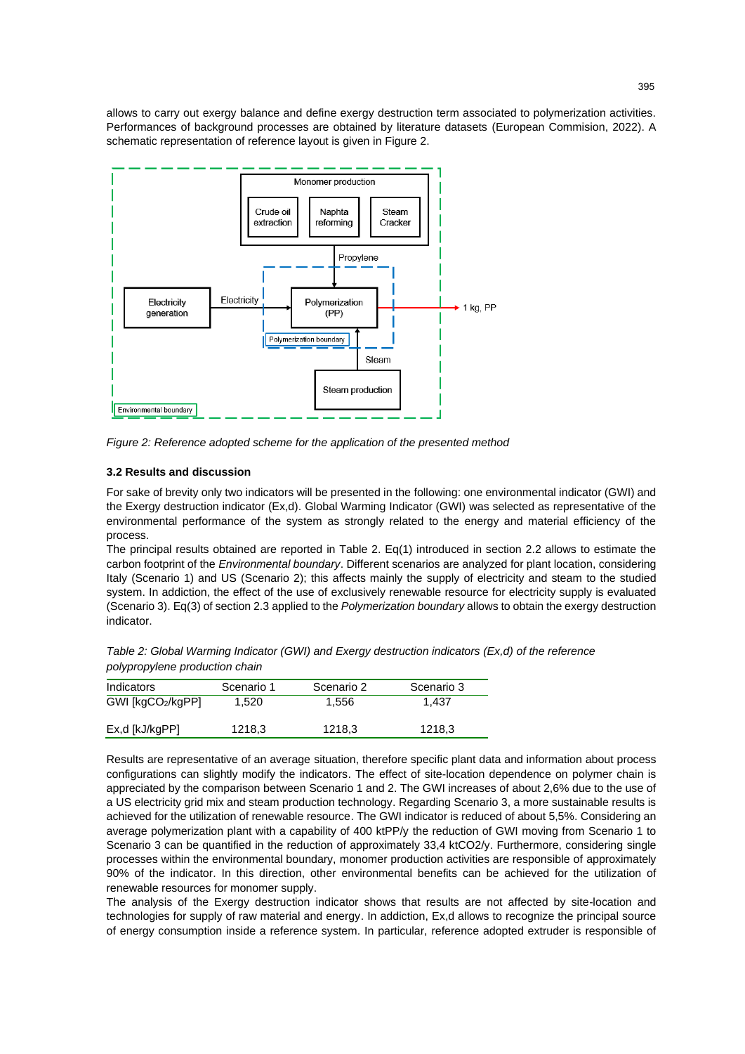allows to carry out exergy balance and define exergy destruction term associated to polymerization activities. Performances of background processes are obtained by literature datasets (European Commision, 2022). A schematic representation of reference layout is given in Figure 2.

Figure 2: Reference adopted scheme for the application of the presented method

### 3.2 Results and discussion

For sake of brevity only two indicators will be presented in the following: one environmental indicator (GWI) and the Exergy destruction indicator (Ex,d). Global Warming Indicator (GWI) was selected as representative of the environmental performance of the system as strongly related to the energy and material efficiency of the process.

The principal results obtained are reported in Table 2. Eq(1) introduced in section 2.2 allows to estimate the carbon footprint of the *Environmental boundary*. Different scenarios are analyzed for plant location, considering Italy (Scenario 1) and US (Scenario 2); this affects mainly the supply of electricity and steam to the studied system. In addition, the effect of the use of exclusively renewable resource for electricity supply is evaluated (Scenario 3). Eq(3) of section 2.3 applied to the *Polymerization boundary* allows to obtain the exergy destruction indicator.

*Table 2: Global Warming Indicator (GWI) and Exergy destruction indicators (Ex,d) of the reference polypropylene production chain*

| Indicators | Scenario 1 | Scenario 2 | Scenario 3 |
|---|---|---|---|
| GWI [$kgCO_2/kgPP$] | 1,520 | 1,556 | 1,437 |
| Ex,d [kJ/kgPP] | 1218,3 | 1218,3 | 1218,3 |

Results are representative of an average situation, therefore specific plant data and information about process configurations can slightly modify the indicators. The effect of site-location dependence on polymer chain is appreciated by the comparison between Scenario 1 and 2. The GWI increases of about 2,6% due to the use of a US electricity grid mix and steam production technology. Regarding Scenario 3, a more sustainable results is achieved for the utilization of renewable resource. The GWI indicator is reduced of about 5,5%. Considering an average polymerization plant with a capability of 400 ktPP/y the reduction of GWI moving from Scenario 1 to Scenario 3 can be quantified in the reduction of approximately 33,4 $ktCO_2/y$. Furthermore, considering single processes within the environmental boundary, monomer production activities are responsible of approximately 90% of the indicator. In this direction, other environmental benefits can be achieved for the utilization of renewable resources for monomer supply.

The analysis of the Exergy destruction indicator shows that results are not affected by site-location and technologies for supply of raw material and energy. In addiction, Ex,d allows to recognize the principal source of energy consumption inside a reference system. In particular, reference adopted extruder is responsible of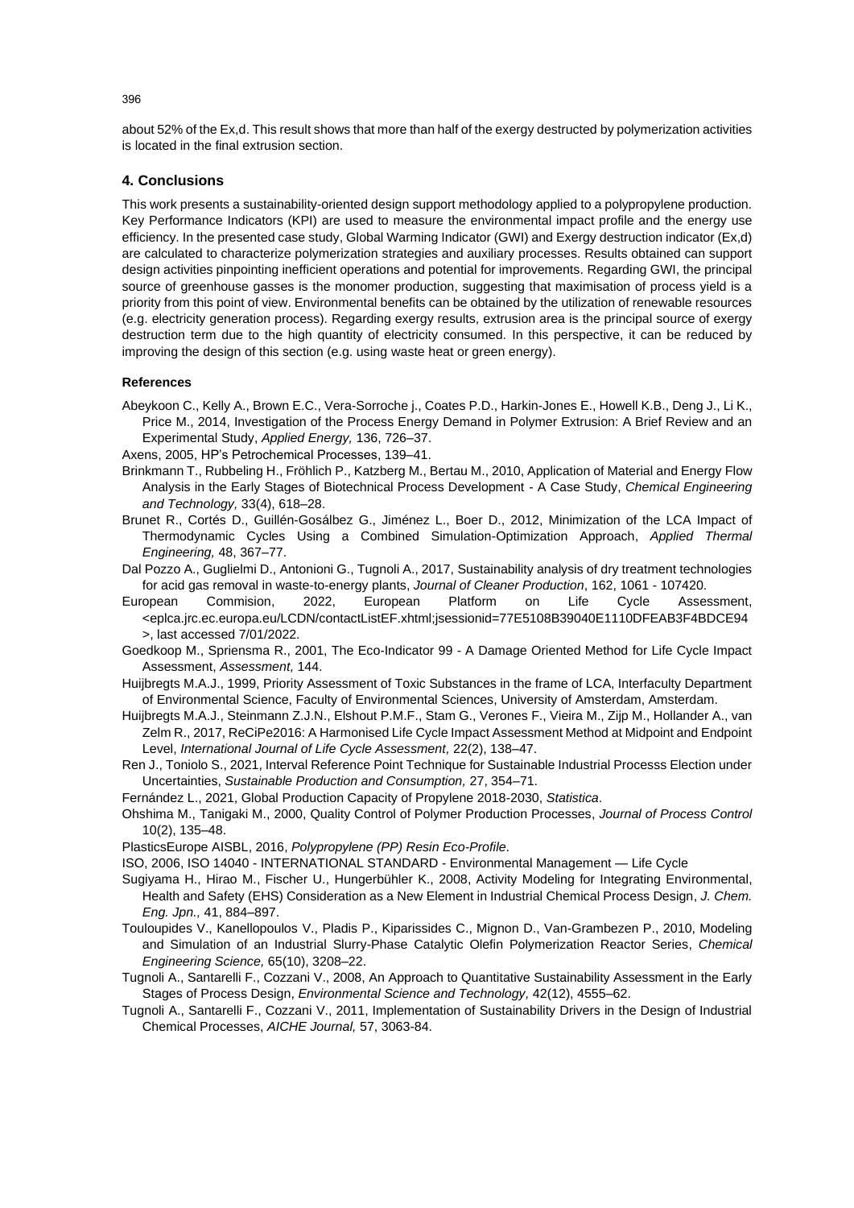about 52% of the Ex,d. This result shows that more than half of the exergy destructed by polymerization activities is located in the final extrusion section.

## 4. Conclusions

This work presents a sustainability-oriented design support methodology applied to a polypropylene production. Key Performance Indicators (KPI) are used to measure the environmental impact profile and the energy use efficiency. In the presented case study, Global Warming Indicator (GWI) and Exergy destruction indicator (Ex,d) are calculated to characterize polymerization strategies and auxiliary processes. Results obtained can support design activities pinpointing inefficient operations and potential for improvements. Regarding GWI, the principal source of greenhouse gasses is the monomer production, suggesting that maximisation of process yield is a priority from this point of view. Environmental benefits can be obtained by the utilization of renewable resources (e.g. electricity generation process). Regarding exergy results, extrusion area is the principal source of exergy destruction term due to the high quantity of electricity consumed. In this perspective, it can be reduced by improving the design of this section (e.g. using waste heat or green energy).

### References

Abeykoon C., Kelly A., Brown E.C., Vera-Sorroche j., Coates P.D., Harkin-Jones E., Howell K.B., Deng J., Li K., Price M., 2014, Investigation of the Process Energy Demand in Polymer Extrusion: A Brief Review and an Experimental Study, *Applied Energy,* 136, 726–37.

Axens, 2005, HP's Petrochemical Processes, 139–41.

Brinkmann T., Rubbeling H., Fröhlich P., Katzberg M., Bertau M., 2010, Application of Material and Energy Flow Analysis in the Early Stages of Biotechnical Process Development - A Case Study, *Chemical Engineering and Technology,* 33(4), 618–28.

Brunet R., Cortés D., Guillén-Gosálbez G., Jiménez L., Boer D., 2012, Minimization of the LCA Impact of Thermodynamic Cycles Using a Combined Simulation-Optimization Approach, *Applied Thermal Engineering,* 48, 367–77.

Dal Pozzo A., Guglielmi D., Antonioni G., Tugnoli A., 2017, Sustainability analysis of dry treatment technologies for acid gas removal in waste-to-energy plants, *Journal of Cleaner Production*, 162, 1061 - 107420.

European Commision, 2022, European Platform on Life Cycle Assessment, <eplca.jrc.ec.europa.eu/LCDN/contactListEF.xhtml;jsessionid=77E5108B39040E1110DFEAB3F4BDCE94>, last accessed 7/01/2022.

Goedkoop M., Spriensma R., 2001, The Eco-Indicator 99 - A Damage Oriented Method for Life Cycle Impact Assessment, *Assessment,* 144.

Huijbregts M.A.J., 1999, Priority Assessment of Toxic Substances in the frame of LCA, Interfaculty Department of Environmental Science, Faculty of Environmental Sciences, University of Amsterdam, Amsterdam.

Huijbregts M.A.J., Steinmann Z.J.N., Elshout P.M.F., Stam G., Verones F., Vieira M., Zijp M., Hollander A., van Zelm R., 2017, ReCiPe2016: A Harmonised Life Cycle Impact Assessment Method at Midpoint and Endpoint Level, *International Journal of Life Cycle Assessment,* 22(2), 138–47.

Ren J., Toniolo S., 2021, Interval Reference Point Technique for Sustainable Industrial Processs Election under Uncertainties, *Sustainable Production and Consumption,* 27, 354–71.

Fernández L., 2021, Global Production Capacity of Propylene 2018-2030, *Statistica*.

Ohshima M., Tanigaki M., 2000, Quality Control of Polymer Production Processes, *Journal of Process Control* 10(2), 135–48.

PlasticsEurope AISBL, 2016, *Polypropylene (PP) Resin Eco-Profile*.

ISO, 2006, ISO 14040 - INTERNATIONAL STANDARD - Environmental Management — Life Cycle

Sugiyama H., Hirao M., Fischer U., Hungerbühler K., 2008, Activity Modeling for Integrating Environmental, Health and Safety (EHS) Consideration as a New Element in Industrial Chemical Process Design, *J. Chem. Eng. Jpn.,* 41, 884–897.

Touloupides V., Kanellopoulos V., Pladis P., Kiparissides C., Mignon D., Van-Grambezen P., 2010, Modeling and Simulation of an Industrial Slurry-Phase Catalytic Olefin Polymerization Reactor Series, *Chemical Engineering Science,* 65(10), 3208–22.

Tugnoli A., Santarelli F., Cozzani V., 2008, An Approach to Quantitative Sustainability Assessment in the Early Stages of Process Design, *Environmental Science and Technology,* 42(12), 4555–62.

Tugnoli A., Santarelli F., Cozzani V., 2011, Implementation of Sustainability Drivers in the Design of Industrial Chemical Processes, *AICHE Journal,* 57, 3063-84.